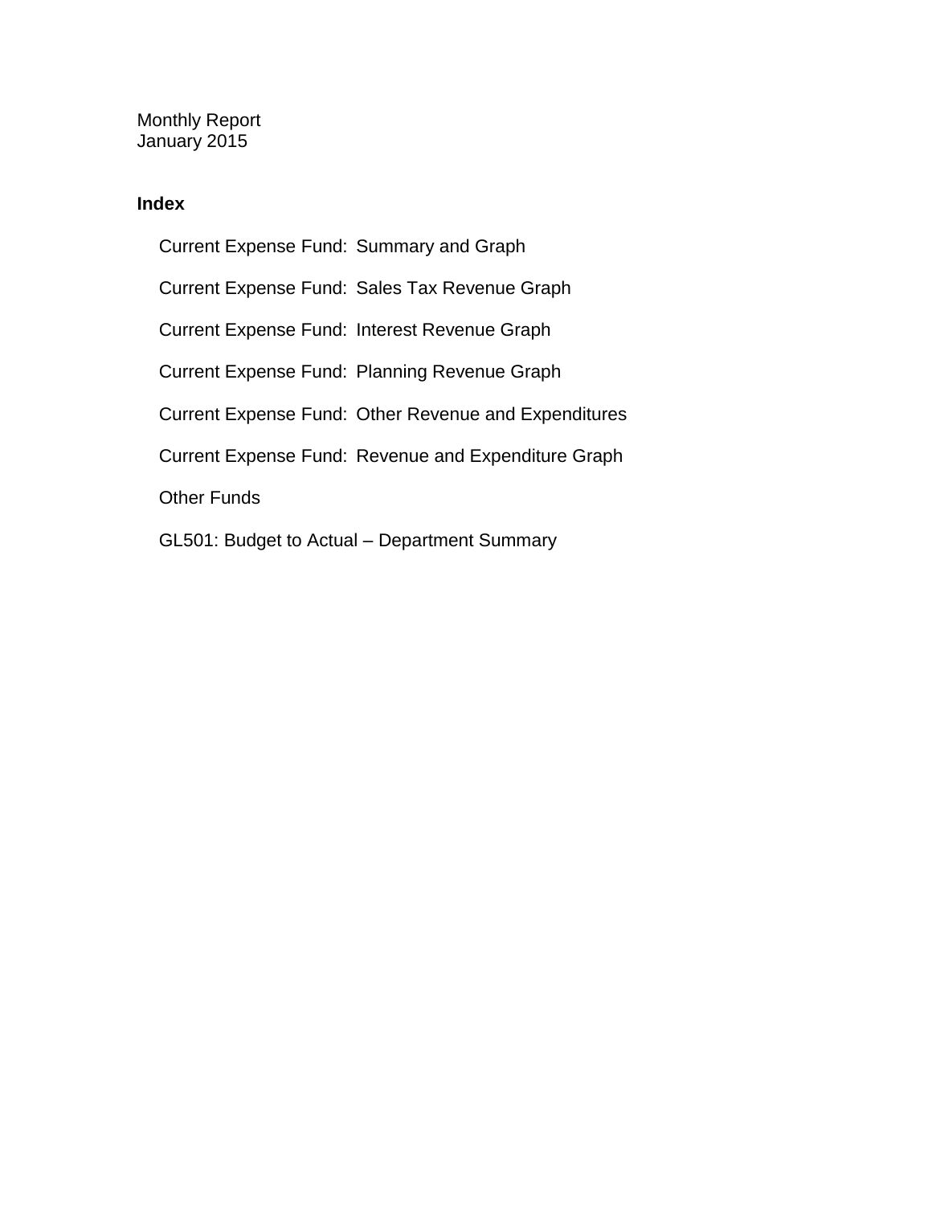Monthly Report
January 2015

## Index

- Current Expense Fund: Summary and Graph
- Current Expense Fund: Sales Tax Revenue Graph
- Current Expense Fund: Interest Revenue Graph
- Current Expense Fund: Planning Revenue Graph
- Current Expense Fund: Other Revenue and Expenditures
- Current Expense Fund: Revenue and Expenditure Graph
- Other Funds
- GL501: Budget to Actual – Department Summary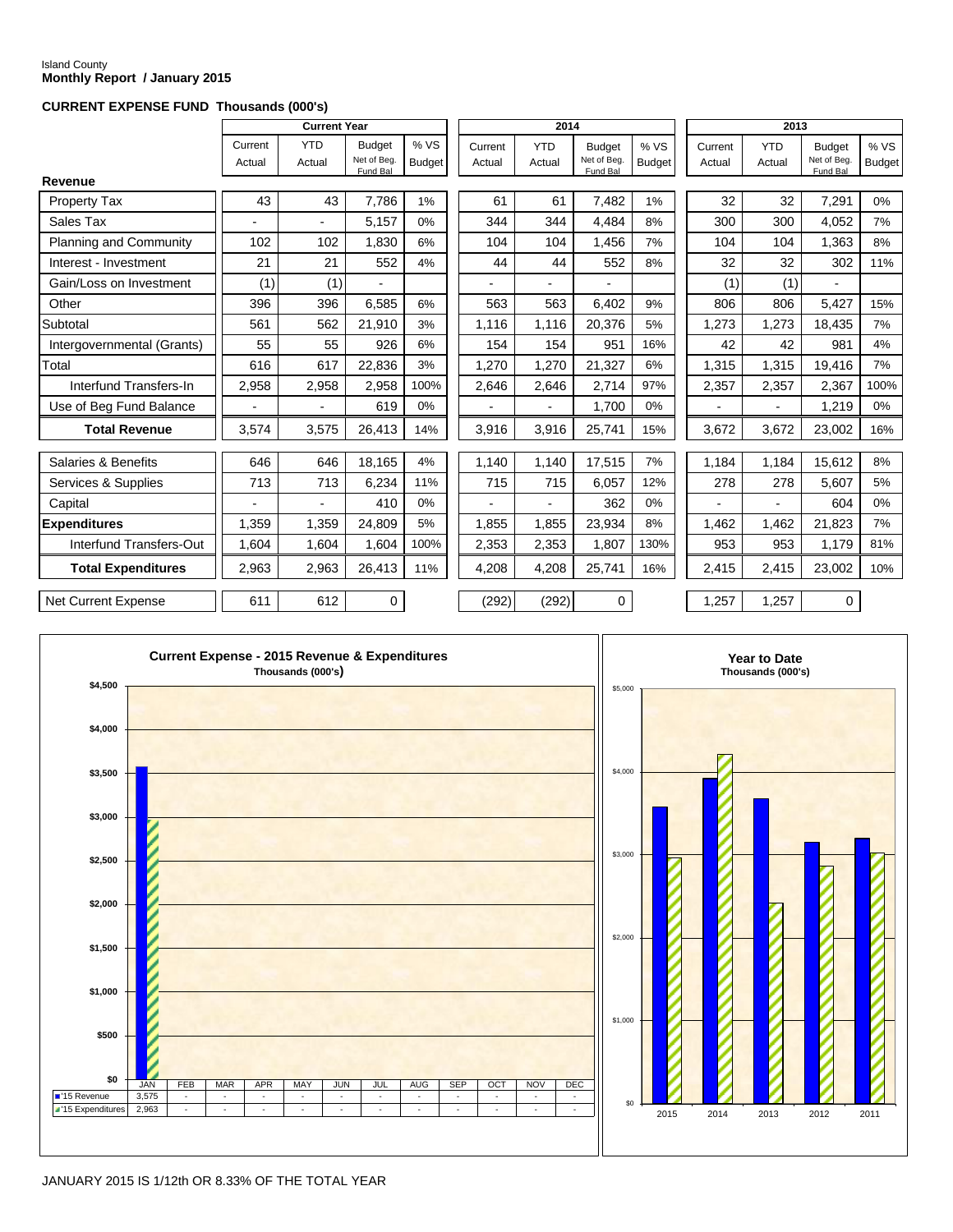Island County
**Monthly Report / January 2015**

**CURRENT EXPENSE FUND Thousands (000's)**

| | Current Year | | | | 2014 | | | | 2013 | | | |
|---|---|---|---|---|---|---|---|---|---|---|---|---|
| | Current Actual | YTD Actual | Budget Net of Beg. Fund Bal | % VS Budget | Current Actual | YTD Actual | Budget Net of Beg. Fund Bal | % VS Budget | Current Actual | YTD Actual | Budget Net of Beg. Fund Bal | % VS Budget |
| **Revenue** | | | | | | | | | | | | |
| Property Tax | 43 | 43 | 7,786 | 1% | 61 | 61 | 7,482 | 1% | 32 | 32 | 7,291 | 0% |
| Sales Tax | - | - | 5,157 | 0% | 344 | 344 | 4,484 | 8% | 300 | 300 | 4,052 | 7% |
| Planning and Community | 102 | 102 | 1,830 | 6% | 104 | 104 | 1,456 | 7% | 104 | 104 | 1,363 | 8% |
| Interest - Investment | 21 | 21 | 552 | 4% | 44 | 44 | 552 | 8% | 32 | 32 | 302 | 11% |
| Gain/Loss on Investment | (1) | (1) | - | | - | - | - | | (1) | (1) | - | |
| Other | 396 | 396 | 6,585 | 6% | 563 | 563 | 6,402 | 9% | 806 | 806 | 5,427 | 15% |
| Subtotal | 561 | 562 | 21,910 | 3% | 1,116 | 1,116 | 20,376 | 5% | 1,273 | 1,273 | 18,435 | 7% |
| Intergovernmental (Grants) | 55 | 55 | 926 | 6% | 154 | 154 | 951 | 16% | 42 | 42 | 981 | 4% |
| Total | 616 | 617 | 22,836 | 3% | 1,270 | 1,270 | 21,327 | 6% | 1,315 | 1,315 | 19,416 | 7% |
| Interfund Transfers-In | 2,958 | 2,958 | 2,958 | 100% | 2,646 | 2,646 | 2,714 | 97% | 2,357 | 2,357 | 2,367 | 100% |
| Use of Beg Fund Balance | - | - | 619 | 0% | - | - | 1,700 | 0% | - | - | 1,219 | 0% |
| **Total Revenue** | 3,574 | 3,575 | 26,413 | 14% | 3,916 | 3,916 | 25,741 | 15% | 3,672 | 3,672 | 23,002 | 16% |
| Salaries & Benefits | 646 | 646 | 18,165 | 4% | 1,140 | 1,140 | 17,515 | 7% | 1,184 | 1,184 | 15,612 | 8% |
| Services & Supplies | 713 | 713 | 6,234 | 11% | 715 | 715 | 6,057 | 12% | 278 | 278 | 5,607 | 5% |
| Capital | - | - | 410 | 0% | - | - | 362 | 0% | - | - | 604 | 0% |
| **Expenditures** | 1,359 | 1,359 | 24,809 | 5% | 1,855 | 1,855 | 23,934 | 8% | 1,462 | 1,462 | 21,823 | 7% |
| Interfund Transfers-Out | 1,604 | 1,604 | 1,604 | 100% | 2,353 | 2,353 | 1,807 | 130% | 953 | 953 | 1,179 | 81% |
| **Total Expenditures** | 2,963 | 2,963 | 26,413 | 11% | 4,208 | 4,208 | 25,741 | 16% | 2,415 | 2,415 | 23,002 | 10% |
| Net Current Expense | 611 | 612 | 0 | | (292) | (292) | 0 | | 1,257 | 1,257 | 0 | |

**Current Expense - 2015 Revenue & Expenditures**
Thousands (000's)

| | JAN | FEB | MAR | APR | MAY | JUN | JUL | AUG | SEP | OCT | NOV | DEC |
|---|---|---|---|---|---|---|---|---|---|---|---|---|
| '15 Revenue | 3,575 | - | - | - | - | - | - | - | - | - | - | - |
| '15 Expenditures | 2,963 | - | - | - | - | - | - | - | - | - | - | - |

**Year to Date**
Thousands (000's)

JANUARY 2015 IS 1/12th OR 8.33% OF THE TOTAL YEAR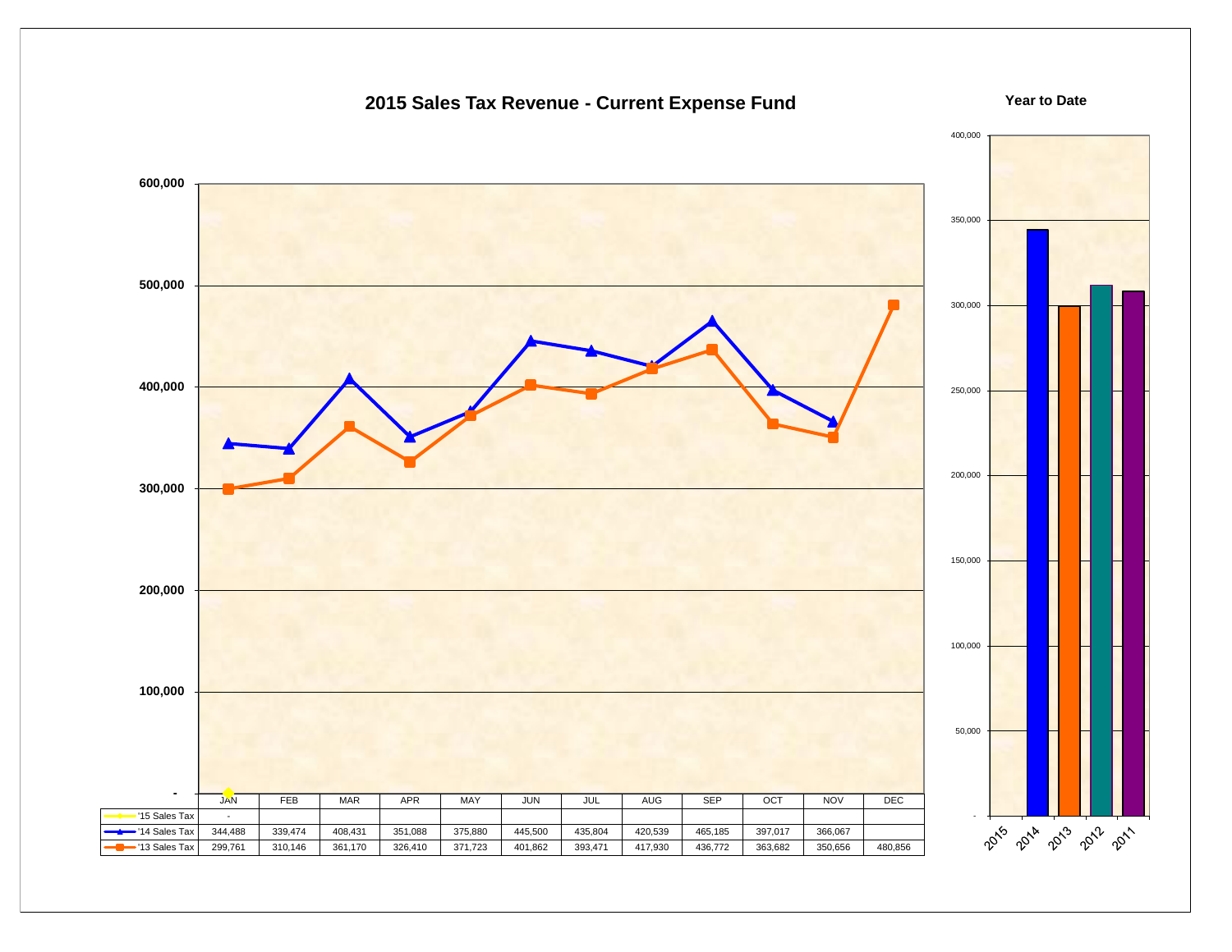## 2015 Sales Tax Revenue - Current Expense Fund

| | JAN | FEB | MAR | APR | MAY | JUN | JUL | AUG | SEP | OCT | NOV | DEC |
|---|---|---|---|---|---|---|---|---|---|---|---|---|
| '15 Sales Tax | - | | | | | | | | | | | |
| '14 Sales Tax | 344,488 | 339,474 | 408,431 | 351,088 | 375,880 | 445,500 | 435,804 | 420,539 | 465,185 | 397,017 | 366,067 | |
| '13 Sales Tax | 299,761 | 310,146 | 361,170 | 326,410 | 371,723 | 401,862 | 393,471 | 417,930 | 436,772 | 363,682 | 350,656 | 480,856 |

### Year to Date

Years shown: 2015, 2014, 2013, 2012, 2011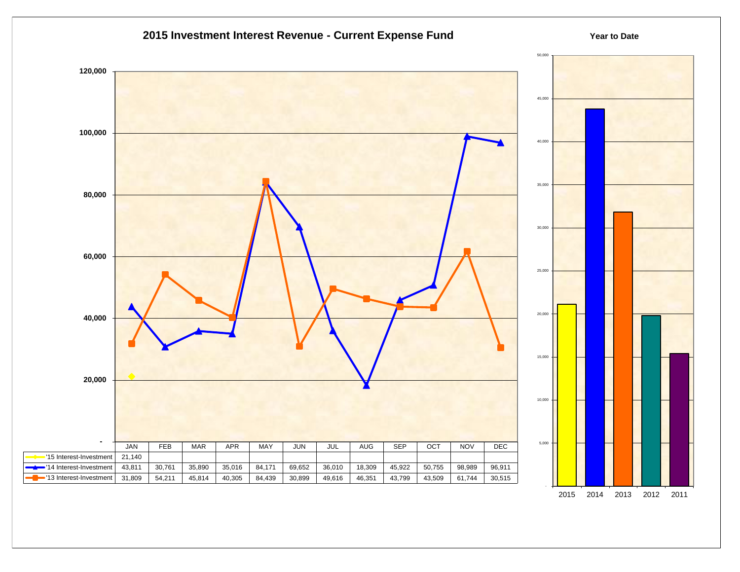## 2015 Investment Interest Revenue - Current Expense Fund

| | JAN | FEB | MAR | APR | MAY | JUN | JUL | AUG | SEP | OCT | NOV | DEC |
|---|---|---|---|---|---|---|---|---|---|---|---|---|
| '15 Interest-Investment | 21,140 | | | | | | | | | | | |
| '14 Interest-Investment | 43,811 | 30,761 | 35,890 | 35,016 | 84,171 | 69,652 | 36,010 | 18,309 | 45,922 | 50,755 | 98,989 | 96,911 |
| '13 Interest-Investment | 31,809 | 54,211 | 45,814 | 40,305 | 84,439 | 30,899 | 49,616 | 46,351 | 43,799 | 43,509 | 61,744 | 30,515 |

### Year to Date

2015, 2014, 2013, 2012, 2011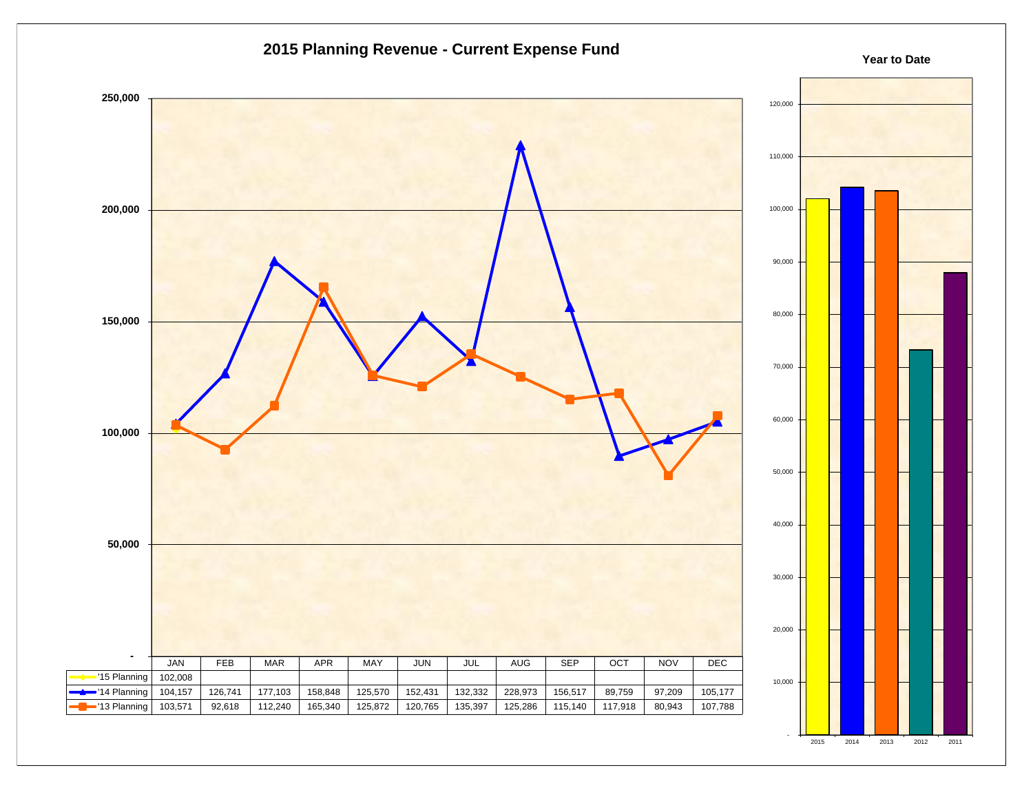# 2015 Planning Revenue - Current Expense Fund

| | JAN | FEB | MAR | APR | MAY | JUN | JUL | AUG | SEP | OCT | NOV | DEC |
|---|---|---|---|---|---|---|---|---|---|---|---|---|
| '15 Planning | 102,008 | | | | | | | | | | | |
| '14 Planning | 104,157 | 126,741 | 177,103 | 158,848 | 125,570 | 152,431 | 132,332 | 228,973 | 156,517 | 89,759 | 97,209 | 105,177 |
| '13 Planning | 103,571 | 92,618 | 112,240 | 165,340 | 125,872 | 120,765 | 135,397 | 125,286 | 115,140 | 117,918 | 80,943 | 107,788 |

## Year to Date

2015, 2014, 2013, 2012, 2011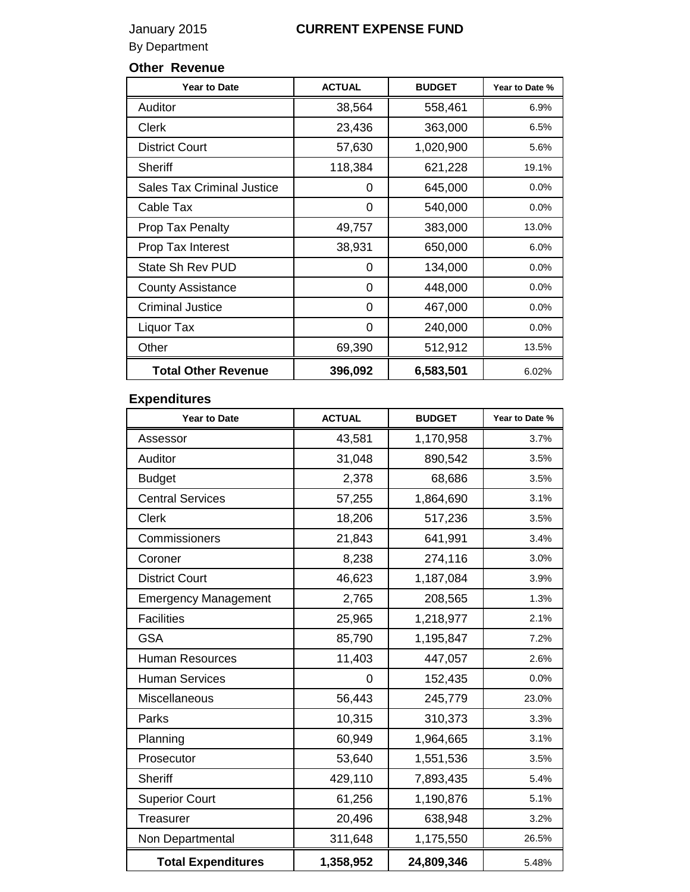January 2015 **CURRENT EXPENSE FUND**

By Department

### Other Revenue

| Year to Date | ACTUAL | BUDGET | Year to Date % |
|---|---|---|---|
| Auditor | 38,564 | 558,461 | 6.9% |
| Clerk | 23,436 | 363,000 | 6.5% |
| District Court | 57,630 | 1,020,900 | 5.6% |
| Sheriff | 118,384 | 621,228 | 19.1% |
| Sales Tax Criminal Justice | 0 | 645,000 | 0.0% |
| Cable Tax | 0 | 540,000 | 0.0% |
| Prop Tax Penalty | 49,757 | 383,000 | 13.0% |
| Prop Tax Interest | 38,931 | 650,000 | 6.0% |
| State Sh Rev PUD | 0 | 134,000 | 0.0% |
| County Assistance | 0 | 448,000 | 0.0% |
| Criminal Justice | 0 | 467,000 | 0.0% |
| Liquor Tax | 0 | 240,000 | 0.0% |
| Other | 69,390 | 512,912 | 13.5% |
| **Total Other Revenue** | **396,092** | **6,583,501** | 6.02% |

### Expenditures

| Year to Date | ACTUAL | BUDGET | Year to Date % |
|---|---|---|---|
| Assessor | 43,581 | 1,170,958 | 3.7% |
| Auditor | 31,048 | 890,542 | 3.5% |
| Budget | 2,378 | 68,686 | 3.5% |
| Central Services | 57,255 | 1,864,690 | 3.1% |
| Clerk | 18,206 | 517,236 | 3.5% |
| Commissioners | 21,843 | 641,991 | 3.4% |
| Coroner | 8,238 | 274,116 | 3.0% |
| District Court | 46,623 | 1,187,084 | 3.9% |
| Emergency Management | 2,765 | 208,565 | 1.3% |
| Facilities | 25,965 | 1,218,977 | 2.1% |
| GSA | 85,790 | 1,195,847 | 7.2% |
| Human Resources | 11,403 | 447,057 | 2.6% |
| Human Services | 0 | 152,435 | 0.0% |
| Miscellaneous | 56,443 | 245,779 | 23.0% |
| Parks | 10,315 | 310,373 | 3.3% |
| Planning | 60,949 | 1,964,665 | 3.1% |
| Prosecutor | 53,640 | 1,551,536 | 3.5% |
| Sheriff | 429,110 | 7,893,435 | 5.4% |
| Superior Court | 61,256 | 1,190,876 | 5.1% |
| Treasurer | 20,496 | 638,948 | 3.2% |
| Non Departmental | 311,648 | 1,175,550 | 26.5% |
| **Total Expenditures** | **1,358,952** | **24,809,346** | 5.48% |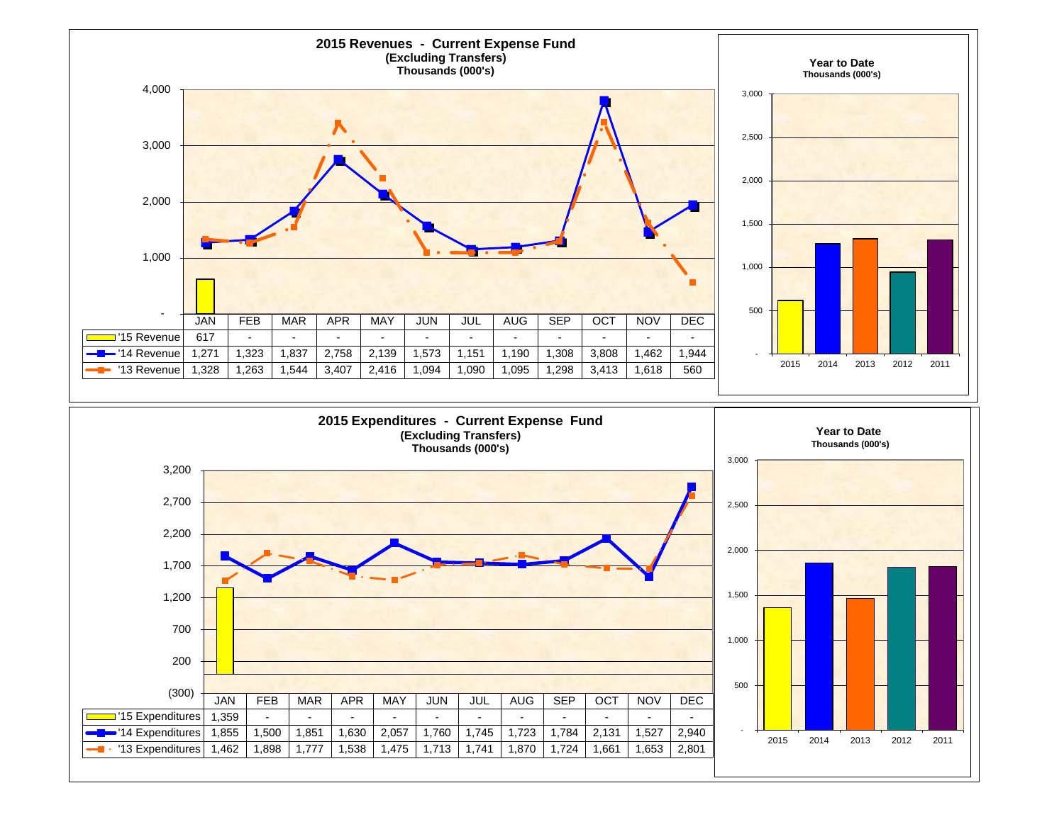## 2015 Revenues - Current Expense Fund
**(Excluding Transfers)**
**Thousands (000's)**

| | JAN | FEB | MAR | APR | MAY | JUN | JUL | AUG | SEP | OCT | NOV | DEC |
|---|---|---|---|---|---|---|---|---|---|---|---|---|
| '15 Revenue | 617 | - | - | - | - | - | - | - | - | - | - | - |
| '14 Revenue | 1,271 | 1,323 | 1,837 | 2,758 | 2,139 | 1,573 | 1,151 | 1,190 | 1,308 | 3,808 | 1,462 | 1,944 |
| '13 Revenue | 1,328 | 1,263 | 1,544 | 3,407 | 2,416 | 1,094 | 1,090 | 1,095 | 1,298 | 3,413 | 1,618 | 560 |

**Year to Date**
**Thousands (000's)**

Years shown: 2015, 2014, 2013, 2012, 2011

## 2015 Expenditures - Current Expense Fund
**(Excluding Transfers)**
**Thousands (000's)**

| | JAN | FEB | MAR | APR | MAY | JUN | JUL | AUG | SEP | OCT | NOV | DEC |
|---|---|---|---|---|---|---|---|---|---|---|---|---|
| '15 Expenditures | 1,359 | - | - | - | - | - | - | - | - | - | - | - |
| '14 Expenditures | 1,855 | 1,500 | 1,851 | 1,630 | 2,057 | 1,760 | 1,745 | 1,723 | 1,784 | 2,131 | 1,527 | 2,940 |
| '13 Expenditures | 1,462 | 1,898 | 1,777 | 1,538 | 1,475 | 1,713 | 1,741 | 1,870 | 1,724 | 1,661 | 1,653 | 2,801 |

**Year to Date**
**Thousands (000's)**

Years shown: 2015, 2014, 2013, 2012, 2011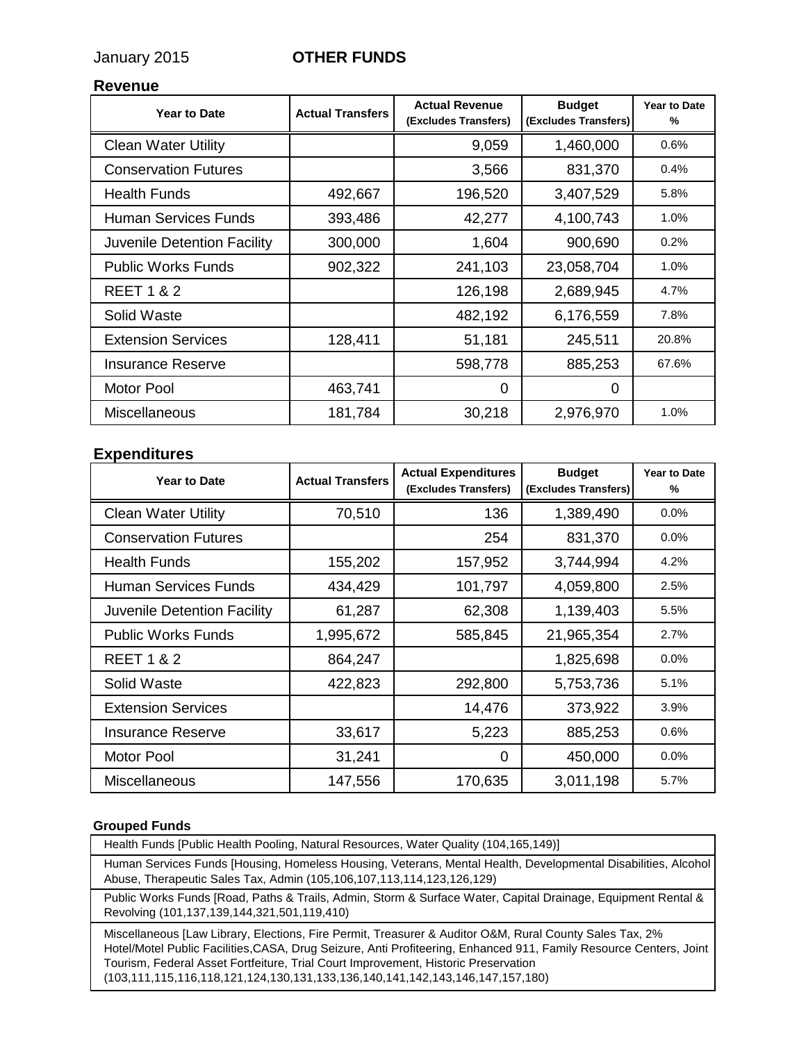January 2015 **OTHER FUNDS**

## Revenue

| Year to Date | Actual Transfers | Actual Revenue (Excludes Transfers) | Budget (Excludes Transfers) | Year to Date % |
|---|---|---|---|---|
| Clean Water Utility | | 9,059 | 1,460,000 | 0.6% |
| Conservation Futures | | 3,566 | 831,370 | 0.4% |
| Health Funds | 492,667 | 196,520 | 3,407,529 | 5.8% |
| Human Services Funds | 393,486 | 42,277 | 4,100,743 | 1.0% |
| Juvenile Detention Facility | 300,000 | 1,604 | 900,690 | 0.2% |
| Public Works Funds | 902,322 | 241,103 | 23,058,704 | 1.0% |
| REET 1 & 2 | | 126,198 | 2,689,945 | 4.7% |
| Solid Waste | | 482,192 | 6,176,559 | 7.8% |
| Extension Services | 128,411 | 51,181 | 245,511 | 20.8% |
| Insurance Reserve | | 598,778 | 885,253 | 67.6% |
| Motor Pool | 463,741 | 0 | 0 | |
| Miscellaneous | 181,784 | 30,218 | 2,976,970 | 1.0% |

## Expenditures

| Year to Date | Actual Transfers | Actual Expenditures (Excludes Transfers) | Budget (Excludes Transfers) | Year to Date % |
|---|---|---|---|---|
| Clean Water Utility | 70,510 | 136 | 1,389,490 | 0.0% |
| Conservation Futures | | 254 | 831,370 | 0.0% |
| Health Funds | 155,202 | 157,952 | 3,744,994 | 4.2% |
| Human Services Funds | 434,429 | 101,797 | 4,059,800 | 2.5% |
| Juvenile Detention Facility | 61,287 | 62,308 | 1,139,403 | 5.5% |
| Public Works Funds | 1,995,672 | 585,845 | 21,965,354 | 2.7% |
| REET 1 & 2 | 864,247 | | 1,825,698 | 0.0% |
| Solid Waste | 422,823 | 292,800 | 5,753,736 | 5.1% |
| Extension Services | | 14,476 | 373,922 | 3.9% |
| Insurance Reserve | 33,617 | 5,223 | 885,253 | 0.6% |
| Motor Pool | 31,241 | 0 | 450,000 | 0.0% |
| Miscellaneous | 147,556 | 170,635 | 3,011,198 | 5.7% |

**Grouped Funds**

| Grouped Funds |
|---|
| Health Funds [Public Health Pooling, Natural Resources, Water Quality (104,165,149)] |
| Human Services Funds [Housing, Homeless Housing, Veterans, Mental Health, Developmental Disabilities, Alcohol Abuse, Therapeutic Sales Tax, Admin (105,106,107,113,114,123,126,129) |
| Public Works Funds [Road, Paths & Trails, Admin, Storm & Surface Water, Capital Drainage, Equipment Rental & Revolving (101,137,139,144,321,501,119,410) |
| Miscellaneous [Law Library, Elections, Fire Permit, Treasurer & Auditor O&M, Rural County Sales Tax, 2% Hotel/Motel Public Facilities,CASA, Drug Seizure, Anti Profiteering, Enhanced 911, Family Resource Centers, Joint Tourism, Federal Asset Fortfeiture, Trial Court Improvement, Historic Preservation (103,111,115,116,118,121,124,130,131,133,136,140,141,142,143,146,147,157,180) |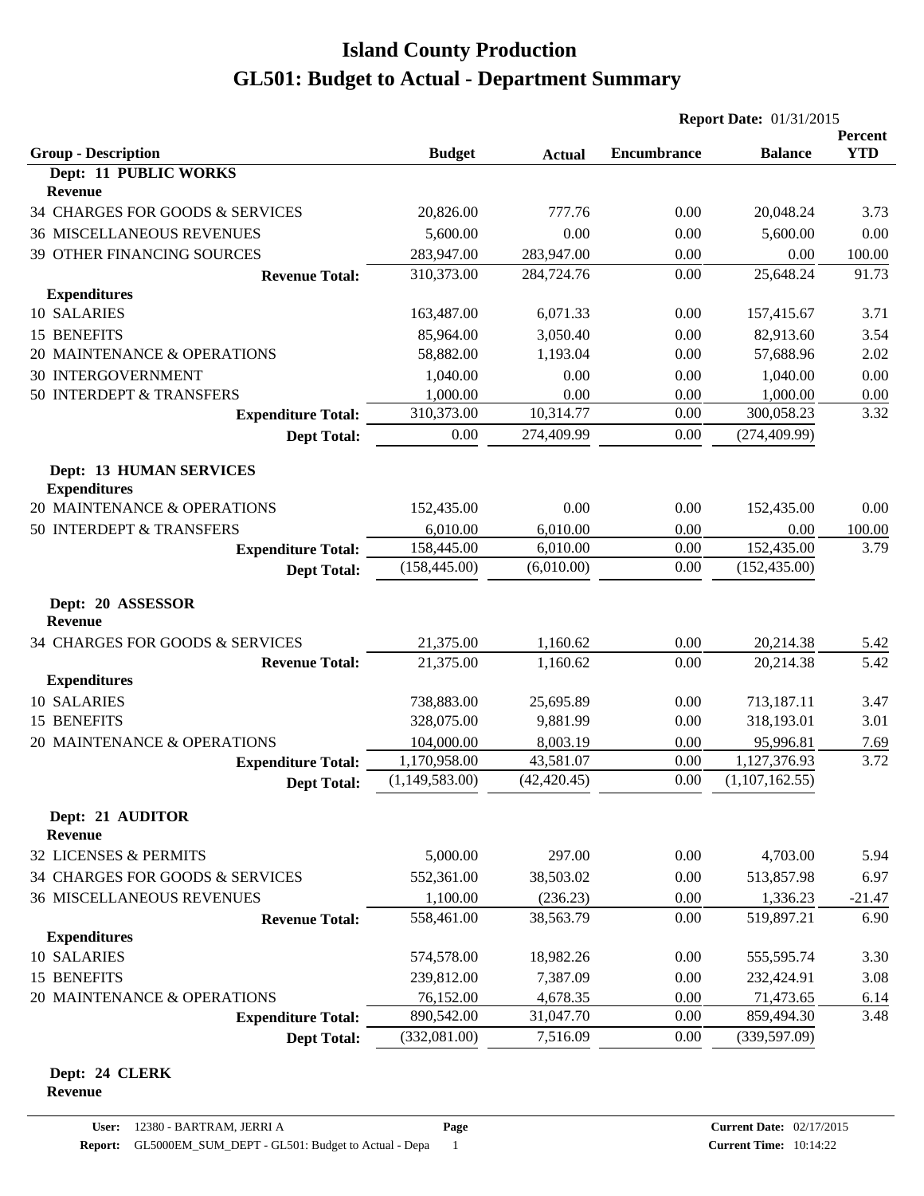# Island County Production
# GL501: Budget to Actual - Department Summary

**Report Date:** 01/31/2015

| Group - Description | Budget | Actual | Encumbrance | Balance | Percent YTD |
|---|---|---|---|---|---|
| **Dept: 11 PUBLIC WORKS** | | | | | |
| **Revenue** | | | | | |
| 34 CHARGES FOR GOODS & SERVICES | 20,826.00 | 777.76 | 0.00 | 20,048.24 | 3.73 |
| 36 MISCELLANEOUS REVENUES | 5,600.00 | 0.00 | 0.00 | 5,600.00 | 0.00 |
| 39 OTHER FINANCING SOURCES | 283,947.00 | 283,947.00 | 0.00 | 0.00 | 100.00 |
| **Revenue Total:** | 310,373.00 | 284,724.76 | 0.00 | 25,648.24 | 91.73 |
| **Expenditures** | | | | | |
| 10 SALARIES | 163,487.00 | 6,071.33 | 0.00 | 157,415.67 | 3.71 |
| 15 BENEFITS | 85,964.00 | 3,050.40 | 0.00 | 82,913.60 | 3.54 |
| 20 MAINTENANCE & OPERATIONS | 58,882.00 | 1,193.04 | 0.00 | 57,688.96 | 2.02 |
| 30 INTERGOVERNMENT | 1,040.00 | 0.00 | 0.00 | 1,040.00 | 0.00 |
| 50 INTERDEPT & TRANSFERS | 1,000.00 | 0.00 | 0.00 | 1,000.00 | 0.00 |
| **Expenditure Total:** | 310,373.00 | 10,314.77 | 0.00 | 300,058.23 | 3.32 |
| **Dept Total:** | 0.00 | 274,409.99 | 0.00 | (274,409.99) | |
| **Dept: 13 HUMAN SERVICES** | | | | | |
| **Expenditures** | | | | | |
| 20 MAINTENANCE & OPERATIONS | 152,435.00 | 0.00 | 0.00 | 152,435.00 | 0.00 |
| 50 INTERDEPT & TRANSFERS | 6,010.00 | 6,010.00 | 0.00 | 0.00 | 100.00 |
| **Expenditure Total:** | 158,445.00 | 6,010.00 | 0.00 | 152,435.00 | 3.79 |
| **Dept Total:** | (158,445.00) | (6,010.00) | 0.00 | (152,435.00) | |
| **Dept: 20 ASSESSOR** | | | | | |
| **Revenue** | | | | | |
| 34 CHARGES FOR GOODS & SERVICES | 21,375.00 | 1,160.62 | 0.00 | 20,214.38 | 5.42 |
| **Revenue Total:** | 21,375.00 | 1,160.62 | 0.00 | 20,214.38 | 5.42 |
| **Expenditures** | | | | | |
| 10 SALARIES | 738,883.00 | 25,695.89 | 0.00 | 713,187.11 | 3.47 |
| 15 BENEFITS | 328,075.00 | 9,881.99 | 0.00 | 318,193.01 | 3.01 |
| 20 MAINTENANCE & OPERATIONS | 104,000.00 | 8,003.19 | 0.00 | 95,996.81 | 7.69 |
| **Expenditure Total:** | 1,170,958.00 | 43,581.07 | 0.00 | 1,127,376.93 | 3.72 |
| **Dept Total:** | (1,149,583.00) | (42,420.45) | 0.00 | (1,107,162.55) | |
| **Dept: 21 AUDITOR** | | | | | |
| **Revenue** | | | | | |
| 32 LICENSES & PERMITS | 5,000.00 | 297.00 | 0.00 | 4,703.00 | 5.94 |
| 34 CHARGES FOR GOODS & SERVICES | 552,361.00 | 38,503.02 | 0.00 | 513,857.98 | 6.97 |
| 36 MISCELLANEOUS REVENUES | 1,100.00 | (236.23) | 0.00 | 1,336.23 | -21.47 |
| **Revenue Total:** | 558,461.00 | 38,563.79 | 0.00 | 519,897.21 | 6.90 |
| **Expenditures** | | | | | |
| 10 SALARIES | 574,578.00 | 18,982.26 | 0.00 | 555,595.74 | 3.30 |
| 15 BENEFITS | 239,812.00 | 7,387.09 | 0.00 | 232,424.91 | 3.08 |
| 20 MAINTENANCE & OPERATIONS | 76,152.00 | 4,678.35 | 0.00 | 71,473.65 | 6.14 |
| **Expenditure Total:** | 890,542.00 | 31,047.70 | 0.00 | 859,494.30 | 3.48 |
| **Dept Total:** | (332,081.00) | 7,516.09 | 0.00 | (339,597.09) | |
| **Dept: 24 CLERK** | | | | | |
| **Revenue** | | | | | |

**User:** 12380 - BARTRAM, JERRI A
**Report:** GL5000EM_SUM_DEPT - GL501: Budget to Actual - Depa
**Current Date:** 02/17/2015
**Current Time:** 10:14:22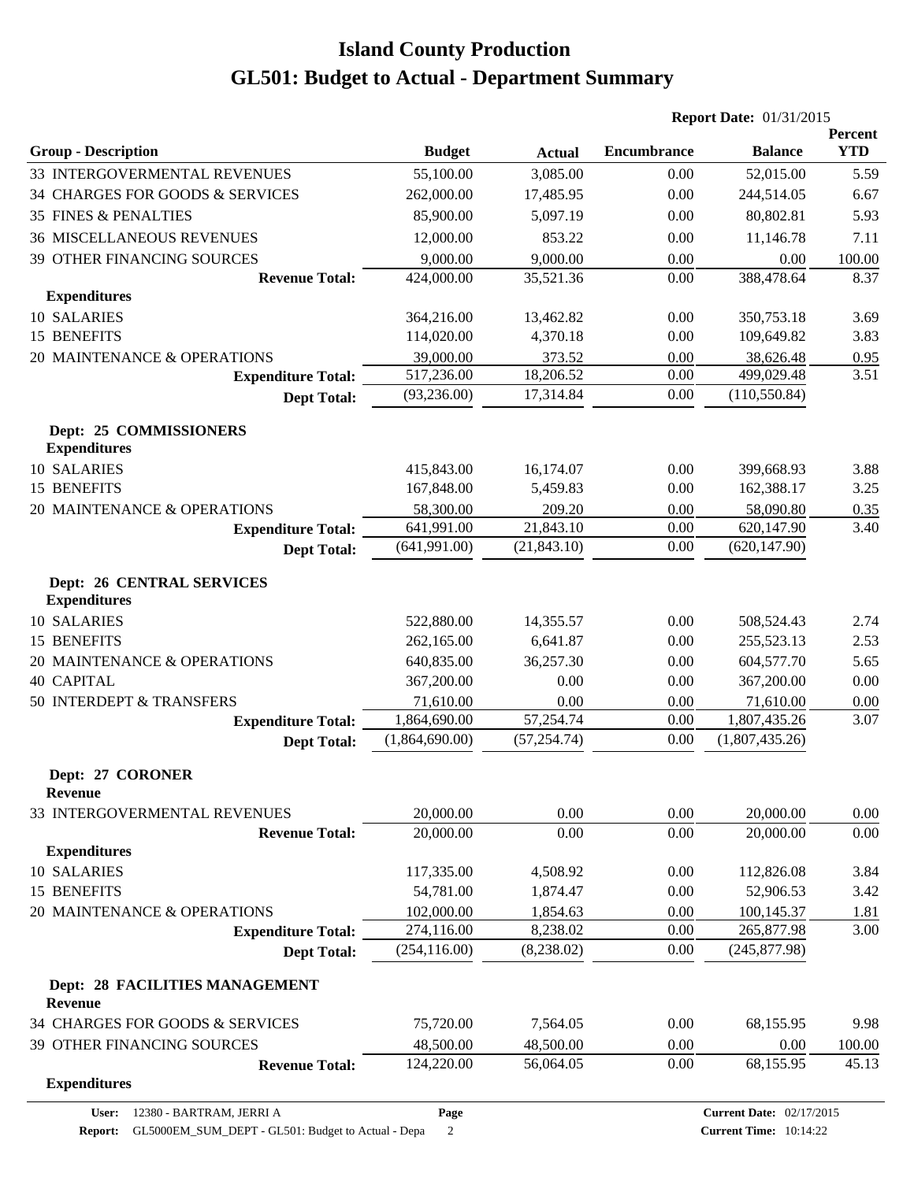# Island County Production

# GL501: Budget to Actual - Department Summary

**Report Date:** 01/31/2015

| Group - Description | Budget | Actual | Encumbrance | Balance | Percent YTD |
|---|---|---|---|---|---|
| 33 INTERGOVERMENTAL REVENUES | 55,100.00 | 3,085.00 | 0.00 | 52,015.00 | 5.59 |
| 34 CHARGES FOR GOODS & SERVICES | 262,000.00 | 17,485.95 | 0.00 | 244,514.05 | 6.67 |
| 35 FINES & PENALTIES | 85,900.00 | 5,097.19 | 0.00 | 80,802.81 | 5.93 |
| 36 MISCELLANEOUS REVENUES | 12,000.00 | 853.22 | 0.00 | 11,146.78 | 7.11 |
| 39 OTHER FINANCING SOURCES | 9,000.00 | 9,000.00 | 0.00 | 0.00 | 100.00 |
| **Revenue Total:** | 424,000.00 | 35,521.36 | 0.00 | 388,478.64 | 8.37 |
| **Expenditures** | | | | | |
| 10 SALARIES | 364,216.00 | 13,462.82 | 0.00 | 350,753.18 | 3.69 |
| 15 BENEFITS | 114,020.00 | 4,370.18 | 0.00 | 109,649.82 | 3.83 |
| 20 MAINTENANCE & OPERATIONS | 39,000.00 | 373.52 | 0.00 | 38,626.48 | 0.95 |
| **Expenditure Total:** | 517,236.00 | 18,206.52 | 0.00 | 499,029.48 | 3.51 |
| **Dept Total:** | (93,236.00) | 17,314.84 | 0.00 | (110,550.84) | |
| **Dept: 25 COMMISSIONERS** | | | | | |
| **Expenditures** | | | | | |
| 10 SALARIES | 415,843.00 | 16,174.07 | 0.00 | 399,668.93 | 3.88 |
| 15 BENEFITS | 167,848.00 | 5,459.83 | 0.00 | 162,388.17 | 3.25 |
| 20 MAINTENANCE & OPERATIONS | 58,300.00 | 209.20 | 0.00 | 58,090.80 | 0.35 |
| **Expenditure Total:** | 641,991.00 | 21,843.10 | 0.00 | 620,147.90 | 3.40 |
| **Dept Total:** | (641,991.00) | (21,843.10) | 0.00 | (620,147.90) | |
| **Dept: 26 CENTRAL SERVICES** | | | | | |
| **Expenditures** | | | | | |
| 10 SALARIES | 522,880.00 | 14,355.57 | 0.00 | 508,524.43 | 2.74 |
| 15 BENEFITS | 262,165.00 | 6,641.87 | 0.00 | 255,523.13 | 2.53 |
| 20 MAINTENANCE & OPERATIONS | 640,835.00 | 36,257.30 | 0.00 | 604,577.70 | 5.65 |
| 40 CAPITAL | 367,200.00 | 0.00 | 0.00 | 367,200.00 | 0.00 |
| 50 INTERDEPT & TRANSFERS | 71,610.00 | 0.00 | 0.00 | 71,610.00 | 0.00 |
| **Expenditure Total:** | 1,864,690.00 | 57,254.74 | 0.00 | 1,807,435.26 | 3.07 |
| **Dept Total:** | (1,864,690.00) | (57,254.74) | 0.00 | (1,807,435.26) | |
| **Dept: 27 CORONER** | | | | | |
| **Revenue** | | | | | |
| 33 INTERGOVERMENTAL REVENUES | 20,000.00 | 0.00 | 0.00 | 20,000.00 | 0.00 |
| **Revenue Total:** | 20,000.00 | 0.00 | 0.00 | 20,000.00 | 0.00 |
| **Expenditures** | | | | | |
| 10 SALARIES | 117,335.00 | 4,508.92 | 0.00 | 112,826.08 | 3.84 |
| 15 BENEFITS | 54,781.00 | 1,874.47 | 0.00 | 52,906.53 | 3.42 |
| 20 MAINTENANCE & OPERATIONS | 102,000.00 | 1,854.63 | 0.00 | 100,145.37 | 1.81 |
| **Expenditure Total:** | 274,116.00 | 8,238.02 | 0.00 | 265,877.98 | 3.00 |
| **Dept Total:** | (254,116.00) | (8,238.02) | 0.00 | (245,877.98) | |
| **Dept: 28 FACILITIES MANAGEMENT** | | | | | |
| **Revenue** | | | | | |
| 34 CHARGES FOR GOODS & SERVICES | 75,720.00 | 7,564.05 | 0.00 | 68,155.95 | 9.98 |
| 39 OTHER FINANCING SOURCES | 48,500.00 | 48,500.00 | 0.00 | 0.00 | 100.00 |
| **Revenue Total:** | 124,220.00 | 56,064.05 | 0.00 | 68,155.95 | 45.13 |
| **Expenditures** | | | | | |

**User:** 12380 - BARTRAM, JERRI A
**Report:** GL5000EM_SUM_DEPT - GL501: Budget to Actual - Depa
**Current Date:** 02/17/2015
**Current Time:** 10:14:22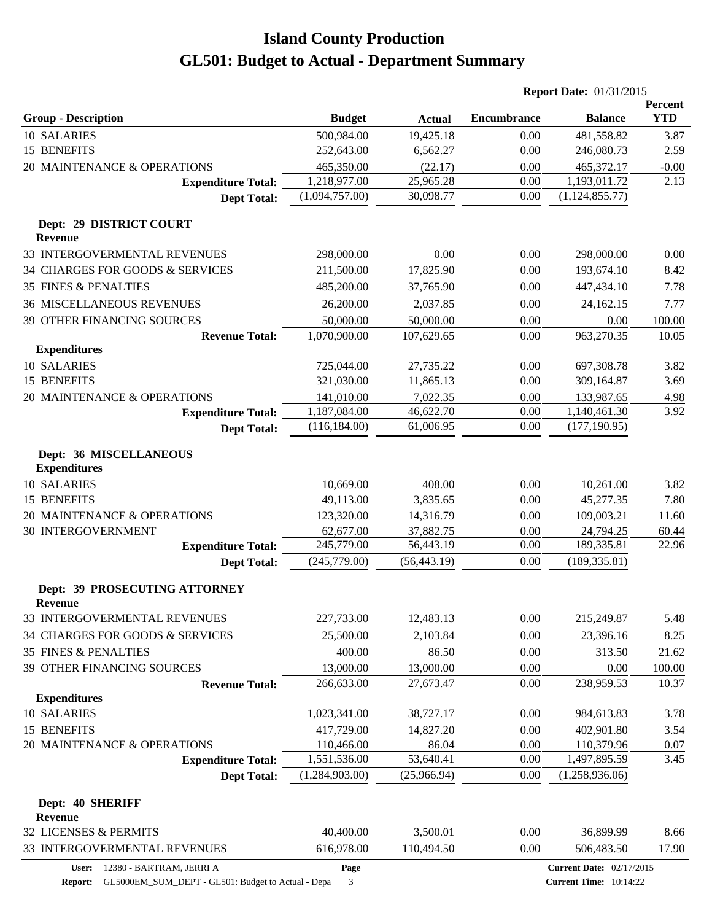# Island County Production
# GL501: Budget to Actual - Department Summary

**Report Date:** 01/31/2015

| Group - Description | Budget | Actual | Encumbrance | Balance | Percent YTD |
|---|---|---|---|---|---|
| 10 SALARIES | 500,984.00 | 19,425.18 | 0.00 | 481,558.82 | 3.87 |
| 15 BENEFITS | 252,643.00 | 6,562.27 | 0.00 | 246,080.73 | 2.59 |
| 20 MAINTENANCE & OPERATIONS | 465,350.00 | (22.17) | 0.00 | 465,372.17 | -0.00 |
| **Expenditure Total:** | 1,218,977.00 | 25,965.28 | 0.00 | 1,193,011.72 | 2.13 |
| **Dept Total:** | (1,094,757.00) | 30,098.77 | 0.00 | (1,124,855.77) | |
| **Dept: 29 DISTRICT COURT** | | | | | |
| **Revenue** | | | | | |
| 33 INTERGOVERMENTAL REVENUES | 298,000.00 | 0.00 | 0.00 | 298,000.00 | 0.00 |
| 34 CHARGES FOR GOODS & SERVICES | 211,500.00 | 17,825.90 | 0.00 | 193,674.10 | 8.42 |
| 35 FINES & PENALTIES | 485,200.00 | 37,765.90 | 0.00 | 447,434.10 | 7.78 |
| 36 MISCELLANEOUS REVENUES | 26,200.00 | 2,037.85 | 0.00 | 24,162.15 | 7.77 |
| 39 OTHER FINANCING SOURCES | 50,000.00 | 50,000.00 | 0.00 | 0.00 | 100.00 |
| **Revenue Total:** | 1,070,900.00 | 107,629.65 | 0.00 | 963,270.35 | 10.05 |
| **Expenditures** | | | | | |
| 10 SALARIES | 725,044.00 | 27,735.22 | 0.00 | 697,308.78 | 3.82 |
| 15 BENEFITS | 321,030.00 | 11,865.13 | 0.00 | 309,164.87 | 3.69 |
| 20 MAINTENANCE & OPERATIONS | 141,010.00 | 7,022.35 | 0.00 | 133,987.65 | 4.98 |
| **Expenditure Total:** | 1,187,084.00 | 46,622.70 | 0.00 | 1,140,461.30 | 3.92 |
| **Dept Total:** | (116,184.00) | 61,006.95 | 0.00 | (177,190.95) | |
| **Dept: 36 MISCELLANEOUS** | | | | | |
| **Expenditures** | | | | | |
| 10 SALARIES | 10,669.00 | 408.00 | 0.00 | 10,261.00 | 3.82 |
| 15 BENEFITS | 49,113.00 | 3,835.65 | 0.00 | 45,277.35 | 7.80 |
| 20 MAINTENANCE & OPERATIONS | 123,320.00 | 14,316.79 | 0.00 | 109,003.21 | 11.60 |
| 30 INTERGOVERNMENT | 62,677.00 | 37,882.75 | 0.00 | 24,794.25 | 60.44 |
| **Expenditure Total:** | 245,779.00 | 56,443.19 | 0.00 | 189,335.81 | 22.96 |
| **Dept Total:** | (245,779.00) | (56,443.19) | 0.00 | (189,335.81) | |
| **Dept: 39 PROSECUTING ATTORNEY** | | | | | |
| **Revenue** | | | | | |
| 33 INTERGOVERMENTAL REVENUES | 227,733.00 | 12,483.13 | 0.00 | 215,249.87 | 5.48 |
| 34 CHARGES FOR GOODS & SERVICES | 25,500.00 | 2,103.84 | 0.00 | 23,396.16 | 8.25 |
| 35 FINES & PENALTIES | 400.00 | 86.50 | 0.00 | 313.50 | 21.62 |
| 39 OTHER FINANCING SOURCES | 13,000.00 | 13,000.00 | 0.00 | 0.00 | 100.00 |
| **Revenue Total:** | 266,633.00 | 27,673.47 | 0.00 | 238,959.53 | 10.37 |
| **Expenditures** | | | | | |
| 10 SALARIES | 1,023,341.00 | 38,727.17 | 0.00 | 984,613.83 | 3.78 |
| 15 BENEFITS | 417,729.00 | 14,827.20 | 0.00 | 402,901.80 | 3.54 |
| 20 MAINTENANCE & OPERATIONS | 110,466.00 | 86.04 | 0.00 | 110,379.96 | 0.07 |
| **Expenditure Total:** | 1,551,536.00 | 53,640.41 | 0.00 | 1,497,895.59 | 3.45 |
| **Dept Total:** | (1,284,903.00) | (25,966.94) | 0.00 | (1,258,936.06) | |
| **Dept: 40 SHERIFF** | | | | | |
| **Revenue** | | | | | |
| 32 LICENSES & PERMITS | 40,400.00 | 3,500.01 | 0.00 | 36,899.99 | 8.66 |
| 33 INTERGOVERMENTAL REVENUES | 616,978.00 | 110,494.50 | 0.00 | 506,483.50 | 17.90 |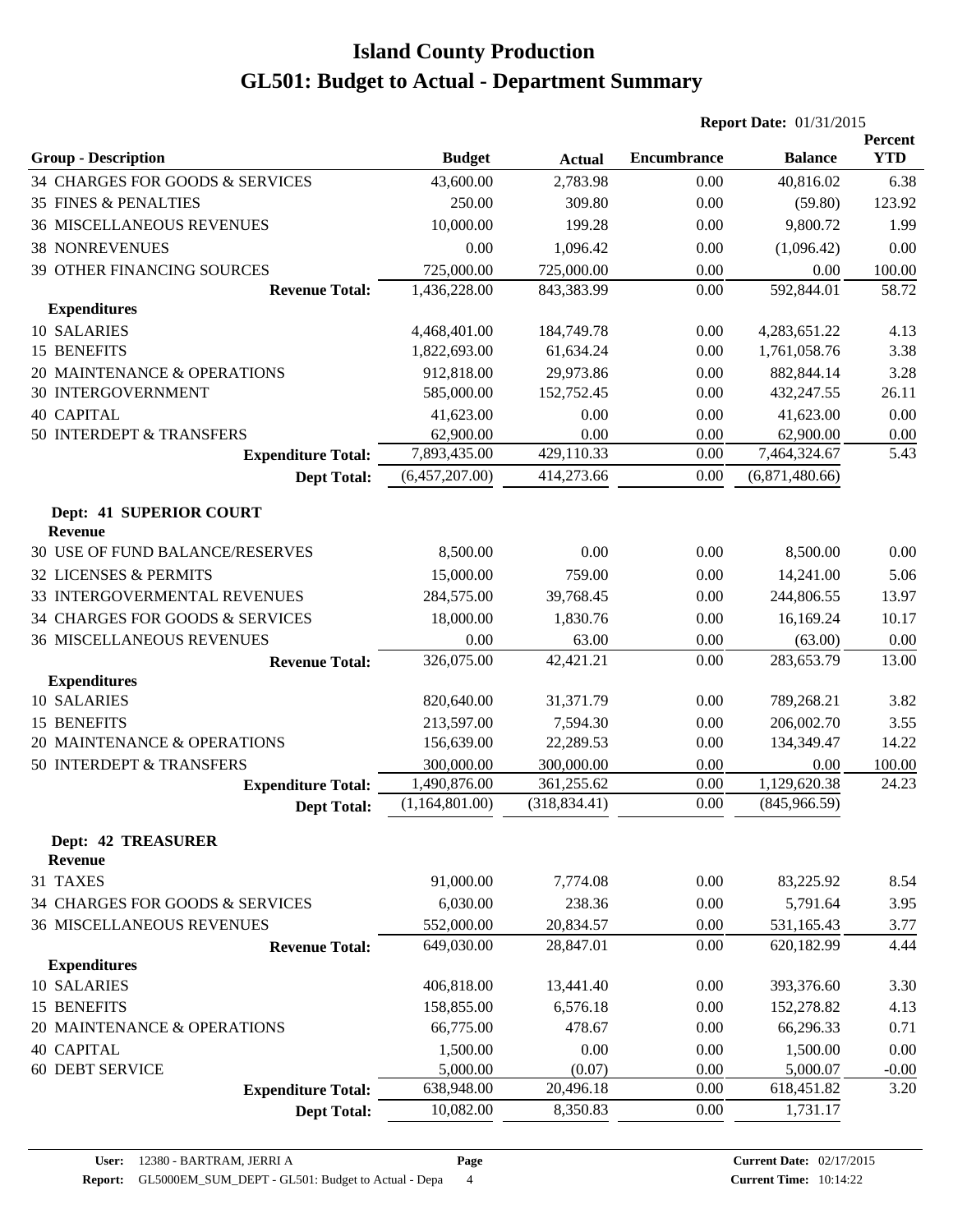# Island County Production
# GL501: Budget to Actual - Department Summary

**Report Date:** 01/31/2015

| Group - Description | Budget | Actual | Encumbrance | Balance | Percent YTD |
|---|---|---|---|---|---|
| 34 CHARGES FOR GOODS & SERVICES | 43,600.00 | 2,783.98 | 0.00 | 40,816.02 | 6.38 |
| 35 FINES & PENALTIES | 250.00 | 309.80 | 0.00 | (59.80) | 123.92 |
| 36 MISCELLANEOUS REVENUES | 10,000.00 | 199.28 | 0.00 | 9,800.72 | 1.99 |
| 38 NONREVENUES | 0.00 | 1,096.42 | 0.00 | (1,096.42) | 0.00 |
| 39 OTHER FINANCING SOURCES | 725,000.00 | 725,000.00 | 0.00 | 0.00 | 100.00 |
| **Revenue Total:** | 1,436,228.00 | 843,383.99 | 0.00 | 592,844.01 | 58.72 |
| **Expenditures** | | | | | |
| 10 SALARIES | 4,468,401.00 | 184,749.78 | 0.00 | 4,283,651.22 | 4.13 |
| 15 BENEFITS | 1,822,693.00 | 61,634.24 | 0.00 | 1,761,058.76 | 3.38 |
| 20 MAINTENANCE & OPERATIONS | 912,818.00 | 29,973.86 | 0.00 | 882,844.14 | 3.28 |
| 30 INTERGOVERNMENT | 585,000.00 | 152,752.45 | 0.00 | 432,247.55 | 26.11 |
| 40 CAPITAL | 41,623.00 | 0.00 | 0.00 | 41,623.00 | 0.00 |
| 50 INTERDEPT & TRANSFERS | 62,900.00 | 0.00 | 0.00 | 62,900.00 | 0.00 |
| **Expenditure Total:** | 7,893,435.00 | 429,110.33 | 0.00 | 7,464,324.67 | 5.43 |
| **Dept Total:** | (6,457,207.00) | 414,273.66 | 0.00 | (6,871,480.66) | |
| **Dept: 41 SUPERIOR COURT** | | | | | |
| **Revenue** | | | | | |
| 30 USE OF FUND BALANCE/RESERVES | 8,500.00 | 0.00 | 0.00 | 8,500.00 | 0.00 |
| 32 LICENSES & PERMITS | 15,000.00 | 759.00 | 0.00 | 14,241.00 | 5.06 |
| 33 INTERGOVERMENTAL REVENUES | 284,575.00 | 39,768.45 | 0.00 | 244,806.55 | 13.97 |
| 34 CHARGES FOR GOODS & SERVICES | 18,000.00 | 1,830.76 | 0.00 | 16,169.24 | 10.17 |
| 36 MISCELLANEOUS REVENUES | 0.00 | 63.00 | 0.00 | (63.00) | 0.00 |
| **Revenue Total:** | 326,075.00 | 42,421.21 | 0.00 | 283,653.79 | 13.00 |
| **Expenditures** | | | | | |
| 10 SALARIES | 820,640.00 | 31,371.79 | 0.00 | 789,268.21 | 3.82 |
| 15 BENEFITS | 213,597.00 | 7,594.30 | 0.00 | 206,002.70 | 3.55 |
| 20 MAINTENANCE & OPERATIONS | 156,639.00 | 22,289.53 | 0.00 | 134,349.47 | 14.22 |
| 50 INTERDEPT & TRANSFERS | 300,000.00 | 300,000.00 | 0.00 | 0.00 | 100.00 |
| **Expenditure Total:** | 1,490,876.00 | 361,255.62 | 0.00 | 1,129,620.38 | 24.23 |
| **Dept Total:** | (1,164,801.00) | (318,834.41) | 0.00 | (845,966.59) | |
| **Dept: 42 TREASURER** | | | | | |
| **Revenue** | | | | | |
| 31 TAXES | 91,000.00 | 7,774.08 | 0.00 | 83,225.92 | 8.54 |
| 34 CHARGES FOR GOODS & SERVICES | 6,030.00 | 238.36 | 0.00 | 5,791.64 | 3.95 |
| 36 MISCELLANEOUS REVENUES | 552,000.00 | 20,834.57 | 0.00 | 531,165.43 | 3.77 |
| **Revenue Total:** | 649,030.00 | 28,847.01 | 0.00 | 620,182.99 | 4.44 |
| **Expenditures** | | | | | |
| 10 SALARIES | 406,818.00 | 13,441.40 | 0.00 | 393,376.60 | 3.30 |
| 15 BENEFITS | 158,855.00 | 6,576.18 | 0.00 | 152,278.82 | 4.13 |
| 20 MAINTENANCE & OPERATIONS | 66,775.00 | 478.67 | 0.00 | 66,296.33 | 0.71 |
| 40 CAPITAL | 1,500.00 | 0.00 | 0.00 | 1,500.00 | 0.00 |
| 60 DEBT SERVICE | 5,000.00 | (0.07) | 0.00 | 5,000.07 | -0.00 |
| **Expenditure Total:** | 638,948.00 | 20,496.18 | 0.00 | 618,451.82 | 3.20 |
| **Dept Total:** | 10,082.00 | 8,350.83 | 0.00 | 1,731.17 | |

**User:** 12380 - BARTRAM, JERRI A
**Report:** GL5000EM_SUM_DEPT - GL501: Budget to Actual - Depa
**Current Date:** 02/17/2015
**Current Time:** 10:14:22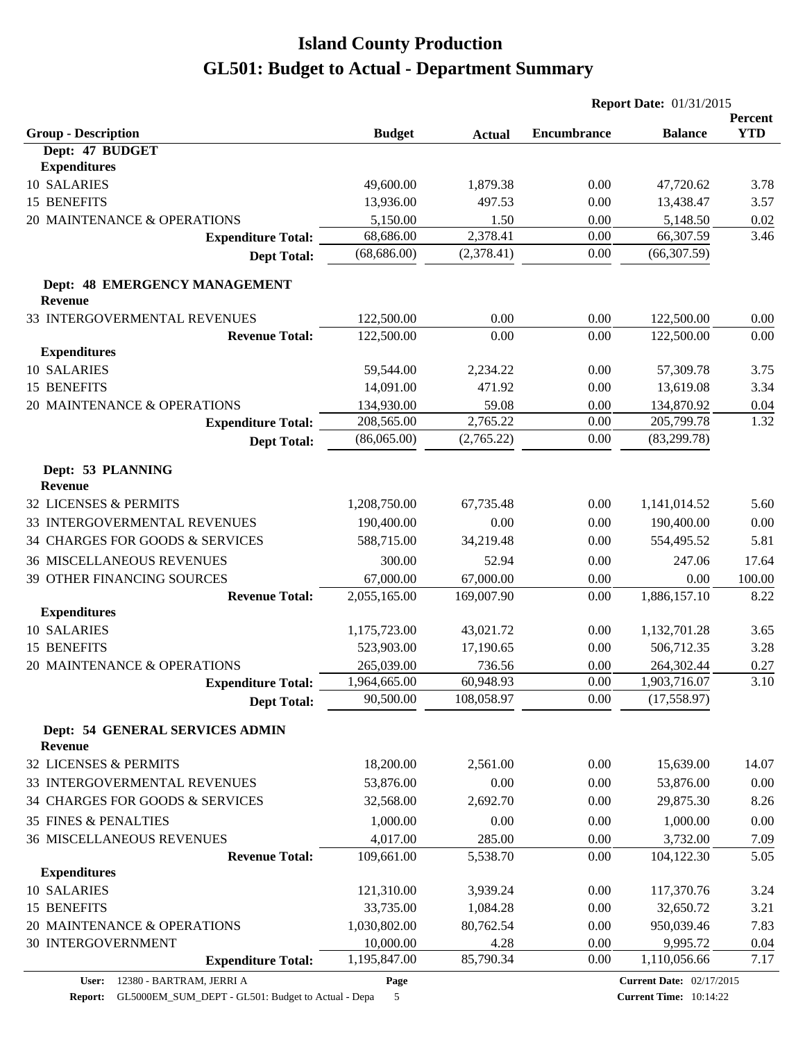# Island County Production

# GL501: Budget to Actual - Department Summary

**Report Date:** 01/31/2015

| Group - Description | Budget | Actual | Encumbrance | Balance | Percent YTD |
|---|---|---|---|---|---|
| **Dept: 47 BUDGET** | | | | | |
| **Expenditures** | | | | | |
| 10 SALARIES | 49,600.00 | 1,879.38 | 0.00 | 47,720.62 | 3.78 |
| 15 BENEFITS | 13,936.00 | 497.53 | 0.00 | 13,438.47 | 3.57 |
| 20 MAINTENANCE & OPERATIONS | 5,150.00 | 1.50 | 0.00 | 5,148.50 | 0.02 |
| **Expenditure Total:** | 68,686.00 | 2,378.41 | 0.00 | 66,307.59 | 3.46 |
| **Dept Total:** | (68,686.00) | (2,378.41) | 0.00 | (66,307.59) | |
| **Dept: 48 EMERGENCY MANAGEMENT** | | | | | |
| **Revenue** | | | | | |
| 33 INTERGOVERMENTAL REVENUES | 122,500.00 | 0.00 | 0.00 | 122,500.00 | 0.00 |
| **Revenue Total:** | 122,500.00 | 0.00 | 0.00 | 122,500.00 | 0.00 |
| **Expenditures** | | | | | |
| 10 SALARIES | 59,544.00 | 2,234.22 | 0.00 | 57,309.78 | 3.75 |
| 15 BENEFITS | 14,091.00 | 471.92 | 0.00 | 13,619.08 | 3.34 |
| 20 MAINTENANCE & OPERATIONS | 134,930.00 | 59.08 | 0.00 | 134,870.92 | 0.04 |
| **Expenditure Total:** | 208,565.00 | 2,765.22 | 0.00 | 205,799.78 | 1.32 |
| **Dept Total:** | (86,065.00) | (2,765.22) | 0.00 | (83,299.78) | |
| **Dept: 53 PLANNING** | | | | | |
| **Revenue** | | | | | |
| 32 LICENSES & PERMITS | 1,208,750.00 | 67,735.48 | 0.00 | 1,141,014.52 | 5.60 |
| 33 INTERGOVERMENTAL REVENUES | 190,400.00 | 0.00 | 0.00 | 190,400.00 | 0.00 |
| 34 CHARGES FOR GOODS & SERVICES | 588,715.00 | 34,219.48 | 0.00 | 554,495.52 | 5.81 |
| 36 MISCELLANEOUS REVENUES | 300.00 | 52.94 | 0.00 | 247.06 | 17.64 |
| 39 OTHER FINANCING SOURCES | 67,000.00 | 67,000.00 | 0.00 | 0.00 | 100.00 |
| **Revenue Total:** | 2,055,165.00 | 169,007.90 | 0.00 | 1,886,157.10 | 8.22 |
| **Expenditures** | | | | | |
| 10 SALARIES | 1,175,723.00 | 43,021.72 | 0.00 | 1,132,701.28 | 3.65 |
| 15 BENEFITS | 523,903.00 | 17,190.65 | 0.00 | 506,712.35 | 3.28 |
| 20 MAINTENANCE & OPERATIONS | 265,039.00 | 736.56 | 0.00 | 264,302.44 | 0.27 |
| **Expenditure Total:** | 1,964,665.00 | 60,948.93 | 0.00 | 1,903,716.07 | 3.10 |
| **Dept Total:** | 90,500.00 | 108,058.97 | 0.00 | (17,558.97) | |
| **Dept: 54 GENERAL SERVICES ADMIN** | | | | | |
| **Revenue** | | | | | |
| 32 LICENSES & PERMITS | 18,200.00 | 2,561.00 | 0.00 | 15,639.00 | 14.07 |
| 33 INTERGOVERMENTAL REVENUES | 53,876.00 | 0.00 | 0.00 | 53,876.00 | 0.00 |
| 34 CHARGES FOR GOODS & SERVICES | 32,568.00 | 2,692.70 | 0.00 | 29,875.30 | 8.26 |
| 35 FINES & PENALTIES | 1,000.00 | 0.00 | 0.00 | 1,000.00 | 0.00 |
| 36 MISCELLANEOUS REVENUES | 4,017.00 | 285.00 | 0.00 | 3,732.00 | 7.09 |
| **Revenue Total:** | 109,661.00 | 5,538.70 | 0.00 | 104,122.30 | 5.05 |
| **Expenditures** | | | | | |
| 10 SALARIES | 121,310.00 | 3,939.24 | 0.00 | 117,370.76 | 3.24 |
| 15 BENEFITS | 33,735.00 | 1,084.28 | 0.00 | 32,650.72 | 3.21 |
| 20 MAINTENANCE & OPERATIONS | 1,030,802.00 | 80,762.54 | 0.00 | 950,039.46 | 7.83 |
| 30 INTERGOVERNMENT | 10,000.00 | 4.28 | 0.00 | 9,995.72 | 0.04 |
| **Expenditure Total:** | 1,195,847.00 | 85,790.34 | 0.00 | 1,110,056.66 | 7.17 |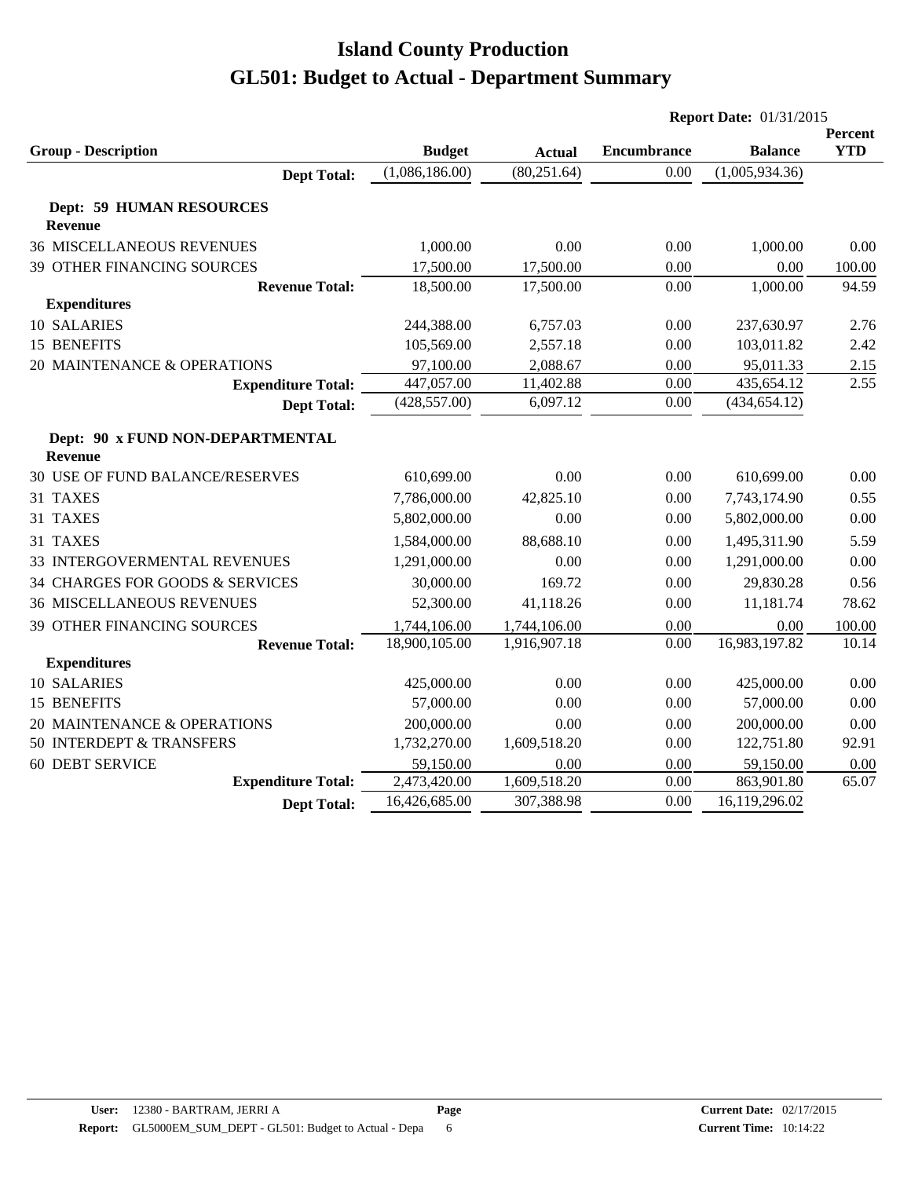# Island County Production
# GL501: Budget to Actual - Department Summary

**Report Date:** 01/31/2015

| Group - Description | Budget | Actual | Encumbrance | Balance | Percent YTD |
|---|---|---|---|---|---|
| **Dept Total:** | (1,086,186.00) | (80,251.64) | 0.00 | (1,005,934.36) | |
| **Dept: 59 HUMAN RESOURCES** | | | | | |
| **Revenue** | | | | | |
| 36 MISCELLANEOUS REVENUES | 1,000.00 | 0.00 | 0.00 | 1,000.00 | 0.00 |
| 39 OTHER FINANCING SOURCES | 17,500.00 | 17,500.00 | 0.00 | 0.00 | 100.00 |
| **Revenue Total:** | 18,500.00 | 17,500.00 | 0.00 | 1,000.00 | 94.59 |
| **Expenditures** | | | | | |
| 10 SALARIES | 244,388.00 | 6,757.03 | 0.00 | 237,630.97 | 2.76 |
| 15 BENEFITS | 105,569.00 | 2,557.18 | 0.00 | 103,011.82 | 2.42 |
| 20 MAINTENANCE & OPERATIONS | 97,100.00 | 2,088.67 | 0.00 | 95,011.33 | 2.15 |
| **Expenditure Total:** | 447,057.00 | 11,402.88 | 0.00 | 435,654.12 | 2.55 |
| **Dept Total:** | (428,557.00) | 6,097.12 | 0.00 | (434,654.12) | |
| **Dept: 90 x FUND NON-DEPARTMENTAL** | | | | | |
| **Revenue** | | | | | |
| 30 USE OF FUND BALANCE/RESERVES | 610,699.00 | 0.00 | 0.00 | 610,699.00 | 0.00 |
| 31 TAXES | 7,786,000.00 | 42,825.10 | 0.00 | 7,743,174.90 | 0.55 |
| 31 TAXES | 5,802,000.00 | 0.00 | 0.00 | 5,802,000.00 | 0.00 |
| 31 TAXES | 1,584,000.00 | 88,688.10 | 0.00 | 1,495,311.90 | 5.59 |
| 33 INTERGOVERMENTAL REVENUES | 1,291,000.00 | 0.00 | 0.00 | 1,291,000.00 | 0.00 |
| 34 CHARGES FOR GOODS & SERVICES | 30,000.00 | 169.72 | 0.00 | 29,830.28 | 0.56 |
| 36 MISCELLANEOUS REVENUES | 52,300.00 | 41,118.26 | 0.00 | 11,181.74 | 78.62 |
| 39 OTHER FINANCING SOURCES | 1,744,106.00 | 1,744,106.00 | 0.00 | 0.00 | 100.00 |
| **Revenue Total:** | 18,900,105.00 | 1,916,907.18 | 0.00 | 16,983,197.82 | 10.14 |
| **Expenditures** | | | | | |
| 10 SALARIES | 425,000.00 | 0.00 | 0.00 | 425,000.00 | 0.00 |
| 15 BENEFITS | 57,000.00 | 0.00 | 0.00 | 57,000.00 | 0.00 |
| 20 MAINTENANCE & OPERATIONS | 200,000.00 | 0.00 | 0.00 | 200,000.00 | 0.00 |
| 50 INTERDEPT & TRANSFERS | 1,732,270.00 | 1,609,518.20 | 0.00 | 122,751.80 | 92.91 |
| 60 DEBT SERVICE | 59,150.00 | 0.00 | 0.00 | 59,150.00 | 0.00 |
| **Expenditure Total:** | 2,473,420.00 | 1,609,518.20 | 0.00 | 863,901.80 | 65.07 |
| **Dept Total:** | 16,426,685.00 | 307,388.98 | 0.00 | 16,119,296.02 | |